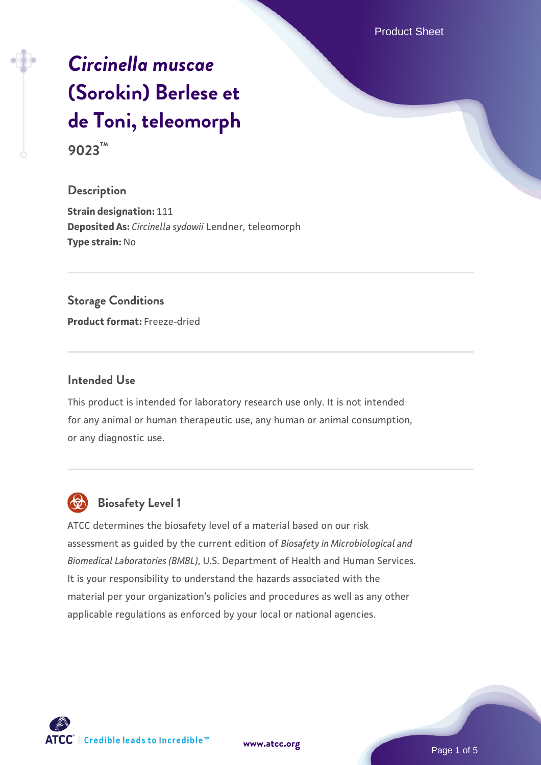# *Circinella muscae* (Sorokin) Berlese et de Toni, teleomorph

**9023™**

## Description

**Strain designation:** 111
**Deposited As:** *Circinella sydowii* Lendner, teleomorph
**Type strain:** No

## Storage Conditions

**Product format:** Freeze-dried

## Intended Use

This product is intended for laboratory research use only. It is not intended for any animal or human therapeutic use, any human or animal consumption, or any diagnostic use.

## Biosafety Level 1

ATCC determines the biosafety level of a material based on our risk assessment as guided by the current edition of *Biosafety in Microbiological and Biomedical Laboratories (BMBL)*, U.S. Department of Health and Human Services. It is your responsibility to understand the hazards associated with the material per your organization's policies and procedures as well as any other applicable regulations as enforced by your local or national agencies.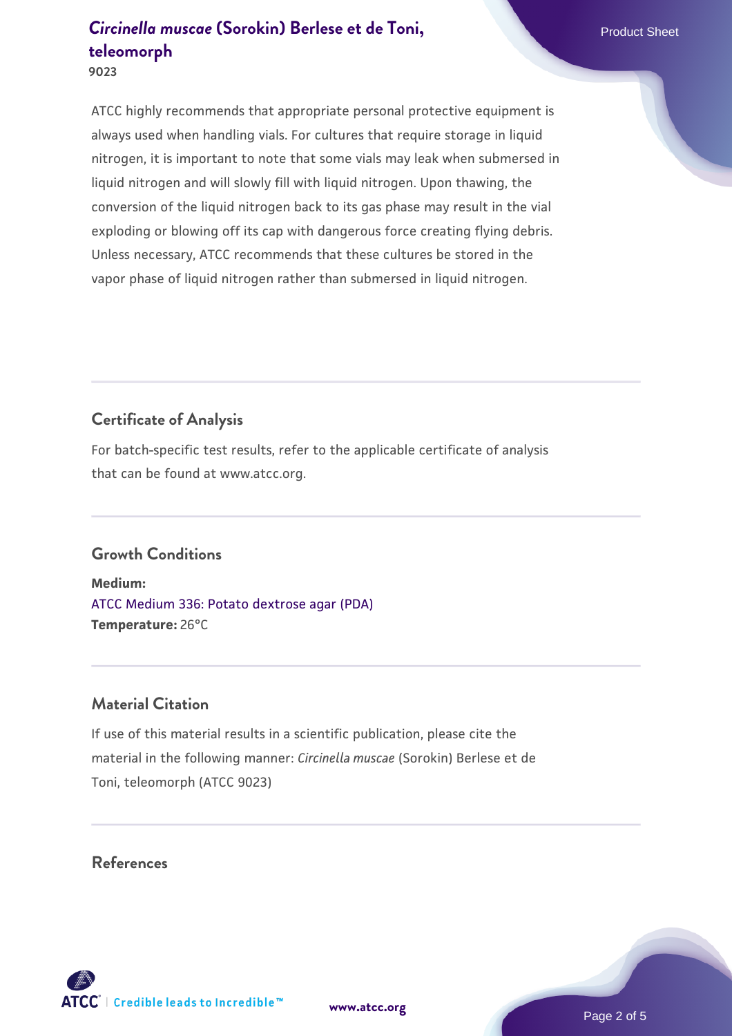ATCC highly recommends that appropriate personal protective equipment is always used when handling vials. For cultures that require storage in liquid nitrogen, it is important to note that some vials may leak when submersed in liquid nitrogen and will slowly fill with liquid nitrogen. Upon thawing, the conversion of the liquid nitrogen back to its gas phase may result in the vial exploding or blowing off its cap with dangerous force creating flying debris. Unless necessary, ATCC recommends that these cultures be stored in the vapor phase of liquid nitrogen rather than submersed in liquid nitrogen.

## Certificate of Analysis

For batch-specific test results, refer to the applicable certificate of analysis that can be found at www.atcc.org.

## Growth Conditions

**Medium:**
ATCC Medium 336: Potato dextrose agar (PDA)
**Temperature:** 26°C

## Material Citation

If use of this material results in a scientific publication, please cite the material in the following manner: *Circinella muscae* (Sorokin) Berlese et de Toni, teleomorph (ATCC 9023)

## References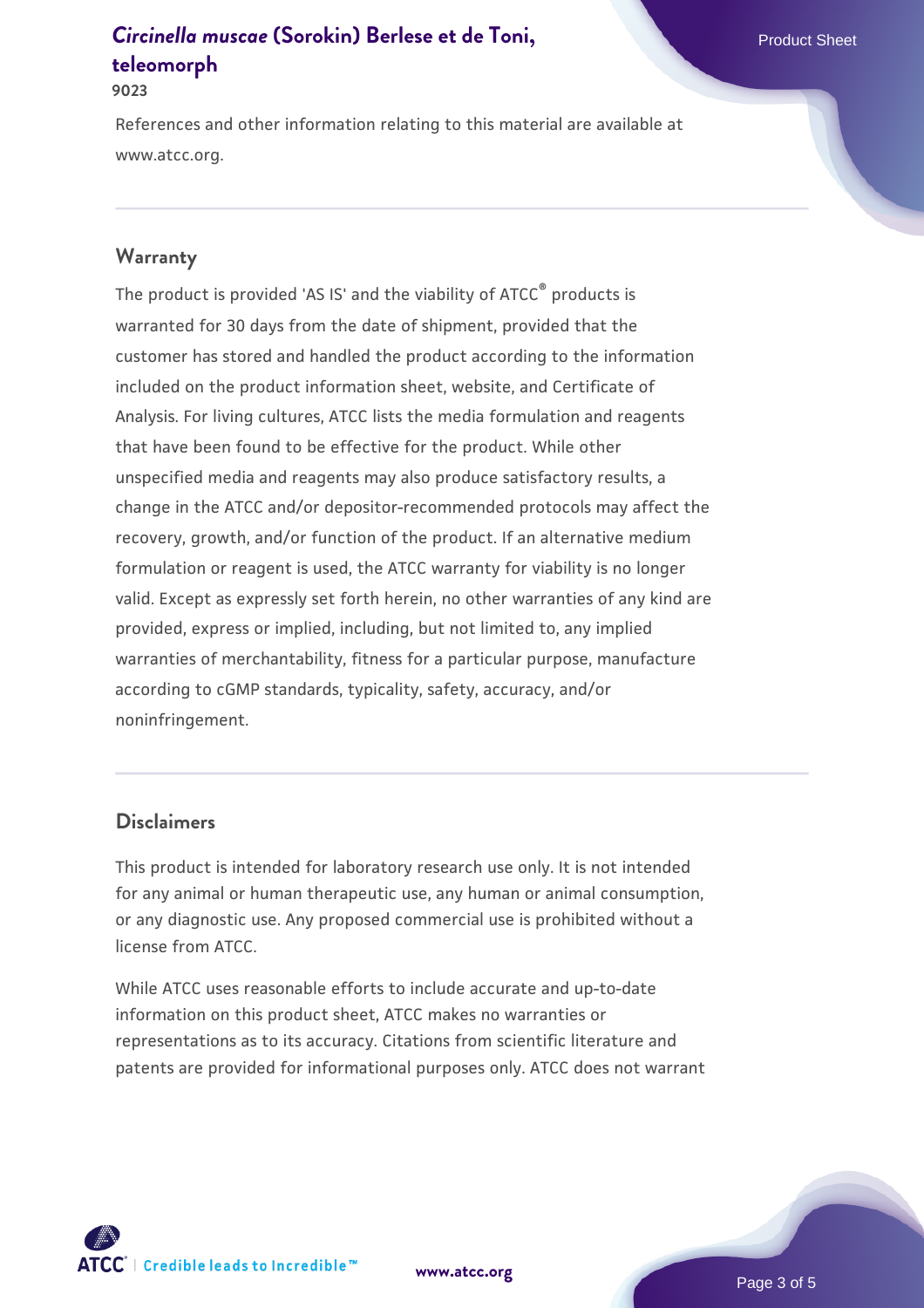References and other information relating to this material are available at www.atcc.org.

## Warranty

The product is provided 'AS IS' and the viability of ATCC® products is warranted for 30 days from the date of shipment, provided that the customer has stored and handled the product according to the information included on the product information sheet, website, and Certificate of Analysis. For living cultures, ATCC lists the media formulation and reagents that have been found to be effective for the product. While other unspecified media and reagents may also produce satisfactory results, a change in the ATCC and/or depositor-recommended protocols may affect the recovery, growth, and/or function of the product. If an alternative medium formulation or reagent is used, the ATCC warranty for viability is no longer valid. Except as expressly set forth herein, no other warranties of any kind are provided, express or implied, including, but not limited to, any implied warranties of merchantability, fitness for a particular purpose, manufacture according to cGMP standards, typicality, safety, accuracy, and/or noninfringement.

## Disclaimers

This product is intended for laboratory research use only. It is not intended for any animal or human therapeutic use, any human or animal consumption, or any diagnostic use. Any proposed commercial use is prohibited without a license from ATCC.

While ATCC uses reasonable efforts to include accurate and up-to-date information on this product sheet, ATCC makes no warranties or representations as to its accuracy. Citations from scientific literature and patents are provided for informational purposes only. ATCC does not warrant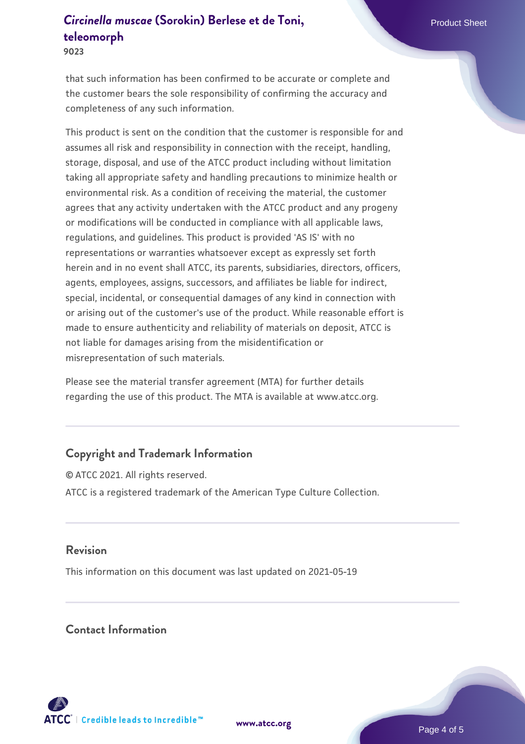that such information has been confirmed to be accurate or complete and the customer bears the sole responsibility of confirming the accuracy and completeness of any such information.

This product is sent on the condition that the customer is responsible for and assumes all risk and responsibility in connection with the receipt, handling, storage, disposal, and use of the ATCC product including without limitation taking all appropriate safety and handling precautions to minimize health or environmental risk. As a condition of receiving the material, the customer agrees that any activity undertaken with the ATCC product and any progeny or modifications will be conducted in compliance with all applicable laws, regulations, and guidelines. This product is provided 'AS IS' with no representations or warranties whatsoever except as expressly set forth herein and in no event shall ATCC, its parents, subsidiaries, directors, officers, agents, employees, assigns, successors, and affiliates be liable for indirect, special, incidental, or consequential damages of any kind in connection with or arising out of the customer's use of the product. While reasonable effort is made to ensure authenticity and reliability of materials on deposit, ATCC is not liable for damages arising from the misidentification or misrepresentation of such materials.

Please see the material transfer agreement (MTA) for further details regarding the use of this product. The MTA is available at www.atcc.org.

## Copyright and Trademark Information

© ATCC 2021. All rights reserved.

ATCC is a registered trademark of the American Type Culture Collection.

## Revision

This information on this document was last updated on 2021-05-19

## Contact Information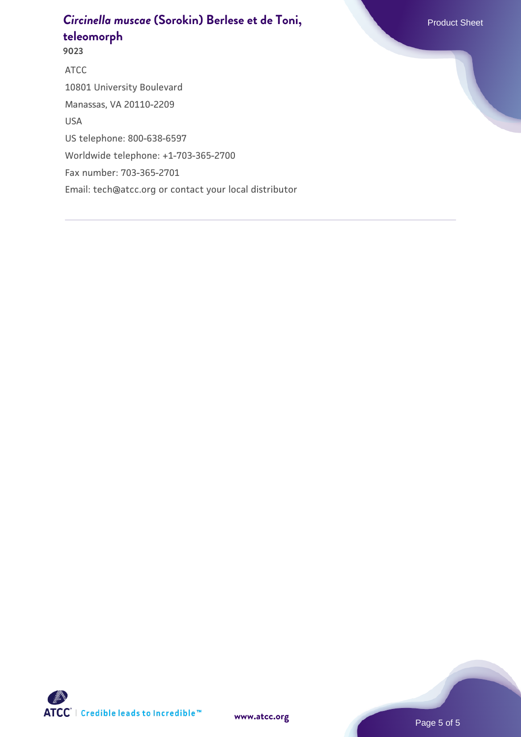ATCC

10801 University Boulevard

Manassas, VA 20110-2209

USA

US telephone: 800-638-6597

Worldwide telephone: +1-703-365-2700

Fax number: 703-365-2701

Email: tech@atcc.org or contact your local distributor